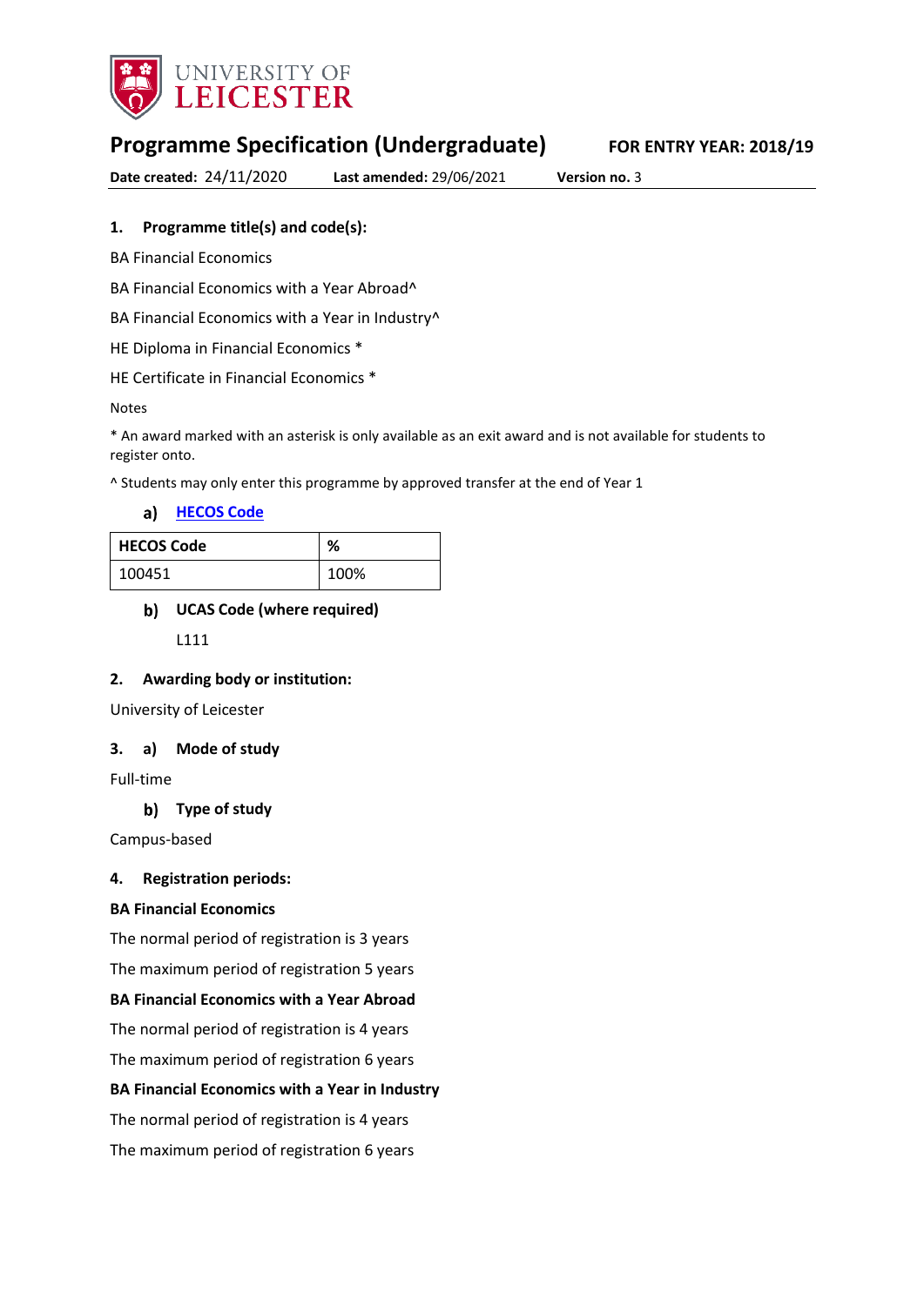UNIVERSITY OF LEICESTER

# Programme Specification (Undergraduate)

**FOR ENTRY YEAR: 2018/19**

**Date created:** 24/11/2020 **Last amended:** 29/06/2021 **Version no.** 3

## 1. Programme title(s) and code(s):

BA Financial Economics

BA Financial Economics with a Year Abroad^

BA Financial Economics with a Year in Industry^

HE Diploma in Financial Economics *

HE Certificate in Financial Economics *

Notes

* An award marked with an asterisk is only available as an exit award and is not available for students to register onto.

^ Students may only enter this programme by approved transfer at the end of Year 1

### a) HECOS Code

| HECOS Code | % |
|---|---|
| 100451 | 100% |

### b) UCAS Code (where required)

L111

## 2. Awarding body or institution:

University of Leicester

## 3. a) Mode of study

Full-time

### b) Type of study

Campus-based

## 4. Registration periods:

**BA Financial Economics**

The normal period of registration is 3 years

The maximum period of registration 5 years

**BA Financial Economics with a Year Abroad**

The normal period of registration is 4 years

The maximum period of registration 6 years

**BA Financial Economics with a Year in Industry**

The normal period of registration is 4 years

The maximum period of registration 6 years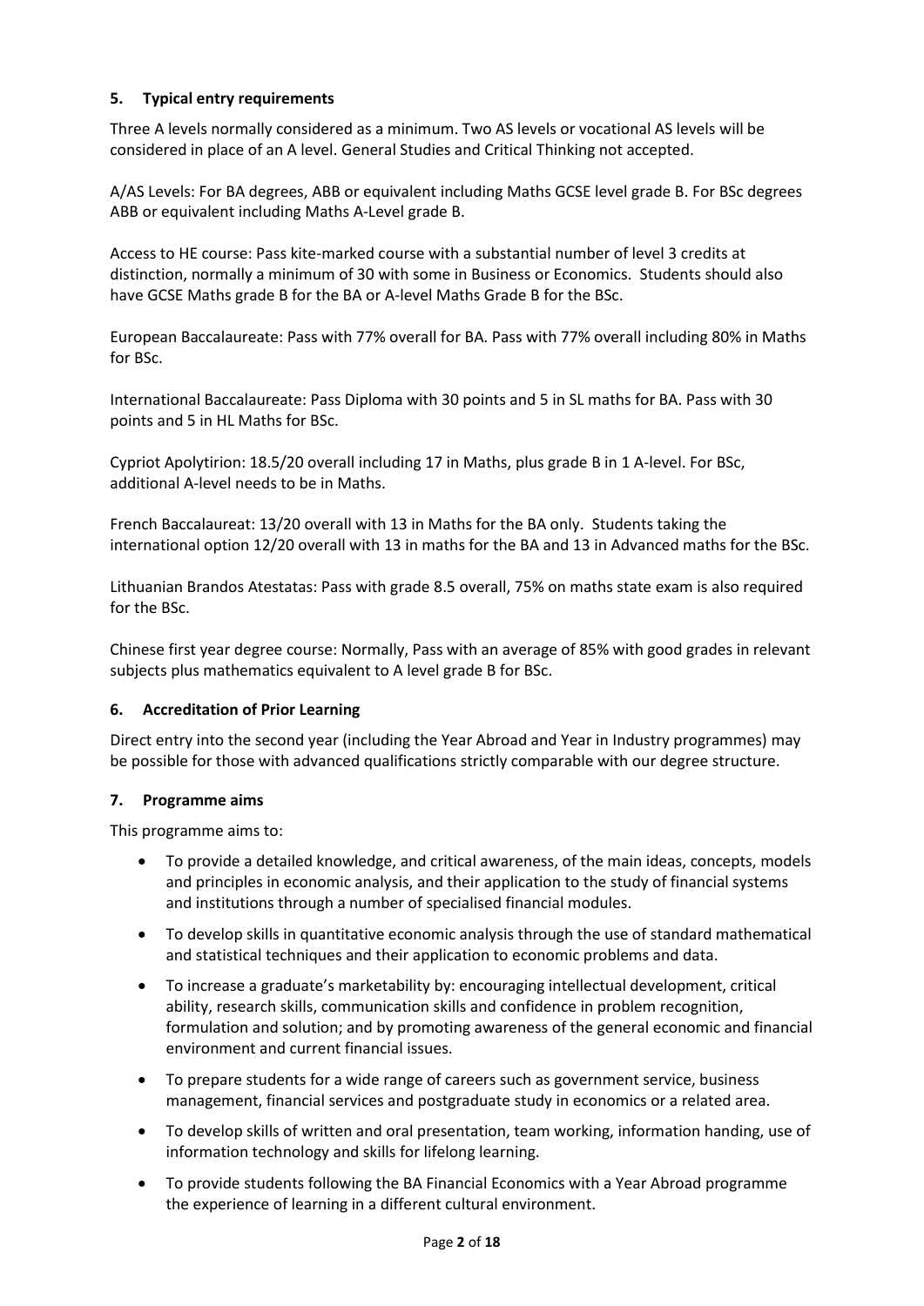## 5. Typical entry requirements

Three A levels normally considered as a minimum. Two AS levels or vocational AS levels will be considered in place of an A level. General Studies and Critical Thinking not accepted.

A/AS Levels: For BA degrees, ABB or equivalent including Maths GCSE level grade B. For BSc degrees ABB or equivalent including Maths A-Level grade B.

Access to HE course: Pass kite-marked course with a substantial number of level 3 credits at distinction, normally a minimum of 30 with some in Business or Economics. Students should also have GCSE Maths grade B for the BA or A-level Maths Grade B for the BSc.

European Baccalaureate: Pass with 77% overall for BA. Pass with 77% overall including 80% in Maths for BSc.

International Baccalaureate: Pass Diploma with 30 points and 5 in SL maths for BA. Pass with 30 points and 5 in HL Maths for BSc.

Cypriot Apolytirion: 18.5/20 overall including 17 in Maths, plus grade B in 1 A-level. For BSc, additional A-level needs to be in Maths.

French Baccalaureat: 13/20 overall with 13 in Maths for the BA only. Students taking the international option 12/20 overall with 13 in maths for the BA and 13 in Advanced maths for the BSc.

Lithuanian Brandos Atestatas: Pass with grade 8.5 overall, 75% on maths state exam is also required for the BSc.

Chinese first year degree course: Normally, Pass with an average of 85% with good grades in relevant subjects plus mathematics equivalent to A level grade B for BSc.

## 6. Accreditation of Prior Learning

Direct entry into the second year (including the Year Abroad and Year in Industry programmes) may be possible for those with advanced qualifications strictly comparable with our degree structure.

## 7. Programme aims

This programme aims to:

- To provide a detailed knowledge, and critical awareness, of the main ideas, concepts, models and principles in economic analysis, and their application to the study of financial systems and institutions through a number of specialised financial modules.
- To develop skills in quantitative economic analysis through the use of standard mathematical and statistical techniques and their application to economic problems and data.
- To increase a graduate's marketability by: encouraging intellectual development, critical ability, research skills, communication skills and confidence in problem recognition, formulation and solution; and by promoting awareness of the general economic and financial environment and current financial issues.
- To prepare students for a wide range of careers such as government service, business management, financial services and postgraduate study in economics or a related area.
- To develop skills of written and oral presentation, team working, information handing, use of information technology and skills for lifelong learning.
- To provide students following the BA Financial Economics with a Year Abroad programme the experience of learning in a different cultural environment.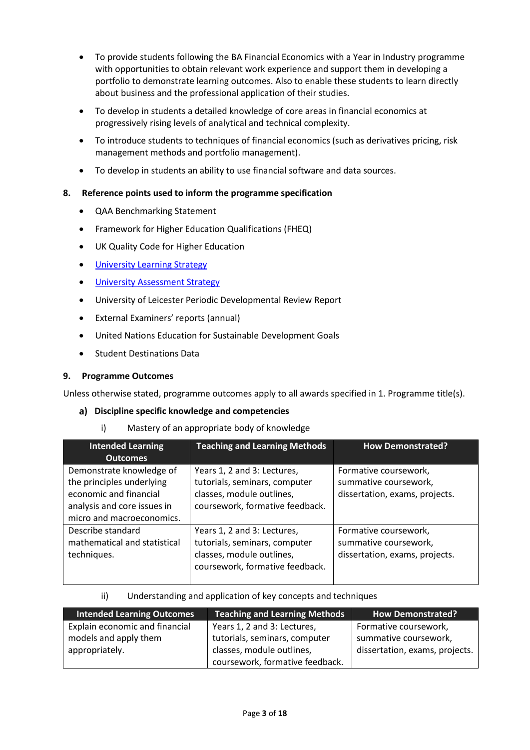- To provide students following the BA Financial Economics with a Year in Industry programme with opportunities to obtain relevant work experience and support them in developing a portfolio to demonstrate learning outcomes. Also to enable these students to learn directly about business and the professional application of their studies.
- To develop in students a detailed knowledge of core areas in financial economics at progressively rising levels of analytical and technical complexity.
- To introduce students to techniques of financial economics (such as derivatives pricing, risk management methods and portfolio management).
- To develop in students an ability to use financial software and data sources.

## 8. Reference points used to inform the programme specification

- QAA Benchmarking Statement
- Framework for Higher Education Qualifications (FHEQ)
- UK Quality Code for Higher Education
- [University Learning Strategy]
- [University Assessment Strategy]
- University of Leicester Periodic Developmental Review Report
- External Examiners' reports (annual)
- United Nations Education for Sustainable Development Goals
- Student Destinations Data

## 9. Programme Outcomes

Unless otherwise stated, programme outcomes apply to all awards specified in 1. Programme title(s).

### a) Discipline specific knowledge and competencies

i) Mastery of an appropriate body of knowledge

| Intended Learning Outcomes | Teaching and Learning Methods | How Demonstrated? |
|---|---|---|
| Demonstrate knowledge of the principles underlying economic and financial analysis and core issues in micro and macroeconomics. | Years 1, 2 and 3: Lectures, tutorials, seminars, computer classes, module outlines, coursework, formative feedback. | Formative coursework, summative coursework, dissertation, exams, projects. |
| Describe standard mathematical and statistical techniques. | Years 1, 2 and 3: Lectures, tutorials, seminars, computer classes, module outlines, coursework, formative feedback. | Formative coursework, summative coursework, dissertation, exams, projects. |

ii) Understanding and application of key concepts and techniques

| Intended Learning Outcomes | Teaching and Learning Methods | How Demonstrated? |
|---|---|---|
| Explain economic and financial models and apply them appropriately. | Years 1, 2 and 3: Lectures, tutorials, seminars, computer classes, module outlines, coursework, formative feedback. | Formative coursework, summative coursework, dissertation, exams, projects. |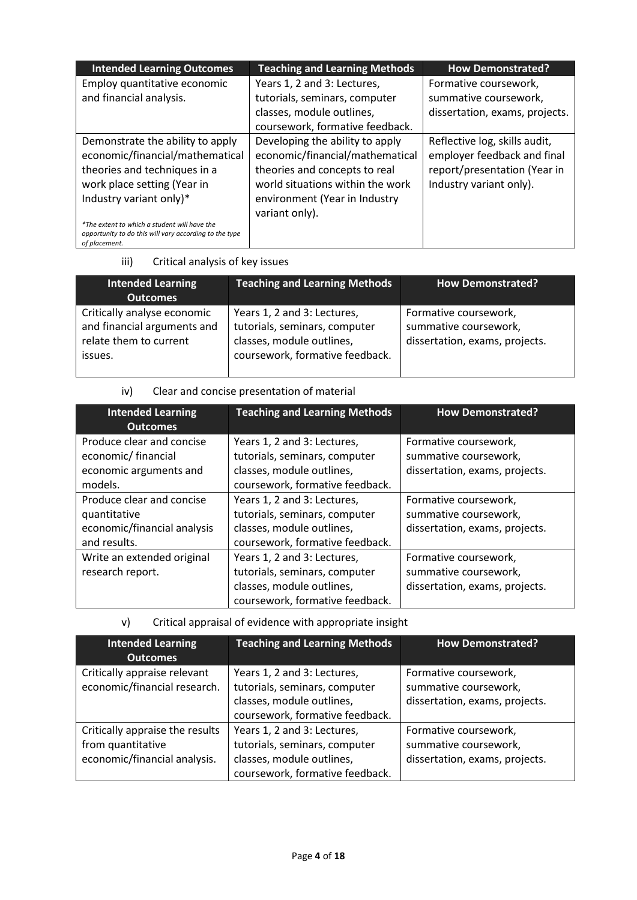| Intended Learning Outcomes | Teaching and Learning Methods | How Demonstrated? |
|---|---|---|
| Employ quantitative economic and financial analysis. | Years 1, 2 and 3: Lectures, tutorials, seminars, computer classes, module outlines, coursework, formative feedback. | Formative coursework, summative coursework, dissertation, exams, projects. |
| Demonstrate the ability to apply economic/financial/mathematical theories and techniques in a work place setting (Year in Industry variant only)* <br><br> *\*The extent to which a student will have the opportunity to do this will vary according to the type of placement.* | Developing the ability to apply economic/financial/mathematical theories and concepts to real world situations within the work environment (Year in Industry variant only). | Reflective log, skills audit, employer feedback and final report/presentation (Year in Industry variant only). |

iii) Critical analysis of key issues

| Intended Learning Outcomes | Teaching and Learning Methods | How Demonstrated? |
|---|---|---|
| Critically analyse economic and financial arguments and relate them to current issues. | Years 1, 2 and 3: Lectures, tutorials, seminars, computer classes, module outlines, coursework, formative feedback. | Formative coursework, summative coursework, dissertation, exams, projects. |

iv) Clear and concise presentation of material

| Intended Learning Outcomes | Teaching and Learning Methods | How Demonstrated? |
|---|---|---|
| Produce clear and concise economic/ financial economic arguments and models. | Years 1, 2 and 3: Lectures, tutorials, seminars, computer classes, module outlines, coursework, formative feedback. | Formative coursework, summative coursework, dissertation, exams, projects. |
| Produce clear and concise quantitative economic/financial analysis and results. | Years 1, 2 and 3: Lectures, tutorials, seminars, computer classes, module outlines, coursework, formative feedback. | Formative coursework, summative coursework, dissertation, exams, projects. |
| Write an extended original research report. | Years 1, 2 and 3: Lectures, tutorials, seminars, computer classes, module outlines, coursework, formative feedback. | Formative coursework, summative coursework, dissertation, exams, projects. |

v) Critical appraisal of evidence with appropriate insight

| Intended Learning Outcomes | Teaching and Learning Methods | How Demonstrated? |
|---|---|---|
| Critically appraise relevant economic/financial research. | Years 1, 2 and 3: Lectures, tutorials, seminars, computer classes, module outlines, coursework, formative feedback. | Formative coursework, summative coursework, dissertation, exams, projects. |
| Critically appraise the results from quantitative economic/financial analysis. | Years 1, 2 and 3: Lectures, tutorials, seminars, computer classes, module outlines, coursework, formative feedback. | Formative coursework, summative coursework, dissertation, exams, projects. |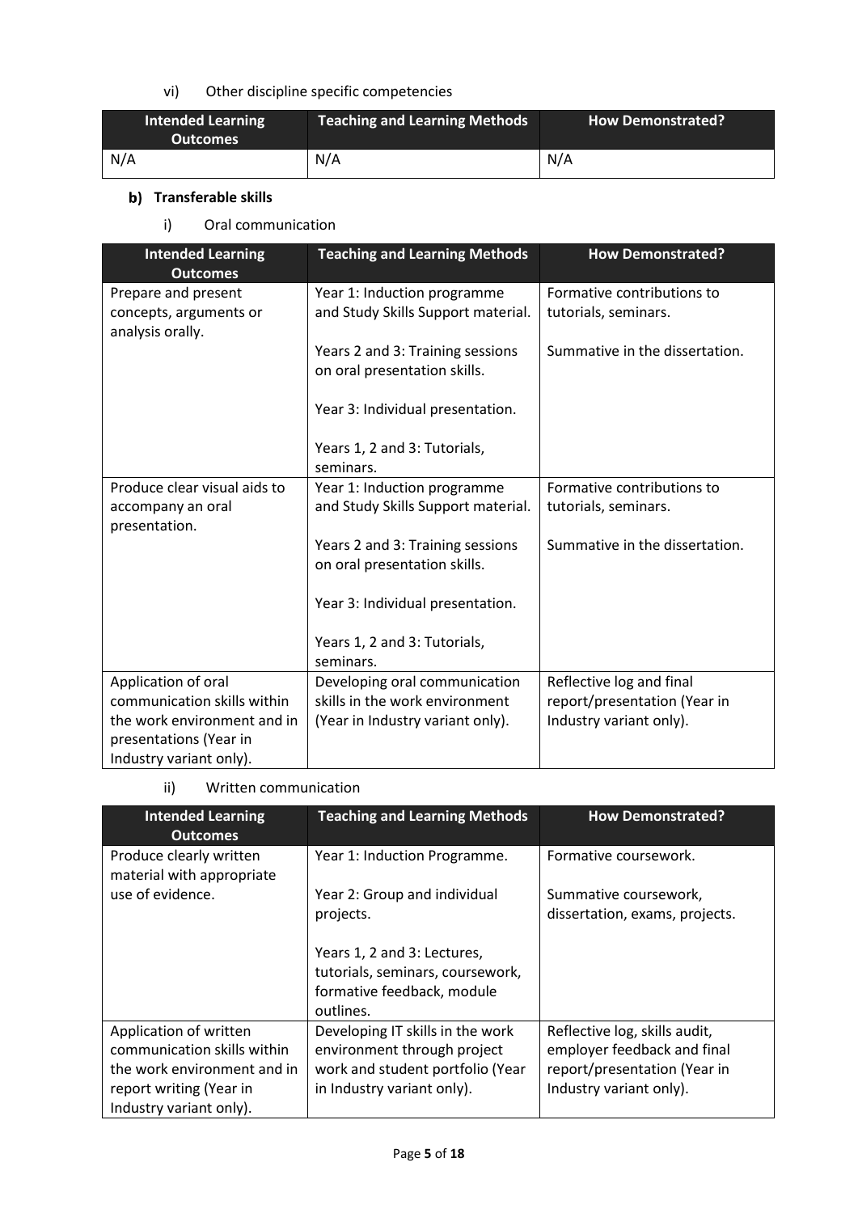vi) Other discipline specific competencies

| Intended Learning Outcomes | Teaching and Learning Methods | How Demonstrated? |
| --- | --- | --- |
| N/A | N/A | N/A |

**b) Transferable skills**

i) Oral communication

| Intended Learning Outcomes | Teaching and Learning Methods | How Demonstrated? |
| --- | --- | --- |
| Prepare and present concepts, arguments or analysis orally. | Year 1: Induction programme and Study Skills Support material.<br><br>Years 2 and 3: Training sessions on oral presentation skills.<br><br>Year 3: Individual presentation.<br><br>Years 1, 2 and 3: Tutorials, seminars. | Formative contributions to tutorials, seminars.<br><br>Summative in the dissertation. |
| Produce clear visual aids to accompany an oral presentation. | Year 1: Induction programme and Study Skills Support material.<br><br>Years 2 and 3: Training sessions on oral presentation skills.<br><br>Year 3: Individual presentation.<br><br>Years 1, 2 and 3: Tutorials, seminars. | Formative contributions to tutorials, seminars.<br><br>Summative in the dissertation. |
| Application of oral communication skills within the work environment and in presentations (Year in Industry variant only). | Developing oral communication skills in the work environment (Year in Industry variant only). | Reflective log and final report/presentation (Year in Industry variant only). |

ii) Written communication

| Intended Learning Outcomes | Teaching and Learning Methods | How Demonstrated? |
| --- | --- | --- |
| Produce clearly written material with appropriate use of evidence. | Year 1: Induction Programme.<br><br>Year 2: Group and individual projects.<br><br>Years 1, 2 and 3: Lectures, tutorials, seminars, coursework, formative feedback, module outlines. | Formative coursework.<br><br>Summative coursework, dissertation, exams, projects. |
| Application of written communication skills within the work environment and in report writing (Year in Industry variant only). | Developing IT skills in the work environment through project work and student portfolio (Year in Industry variant only). | Reflective log, skills audit, employer feedback and final report/presentation (Year in Industry variant only). |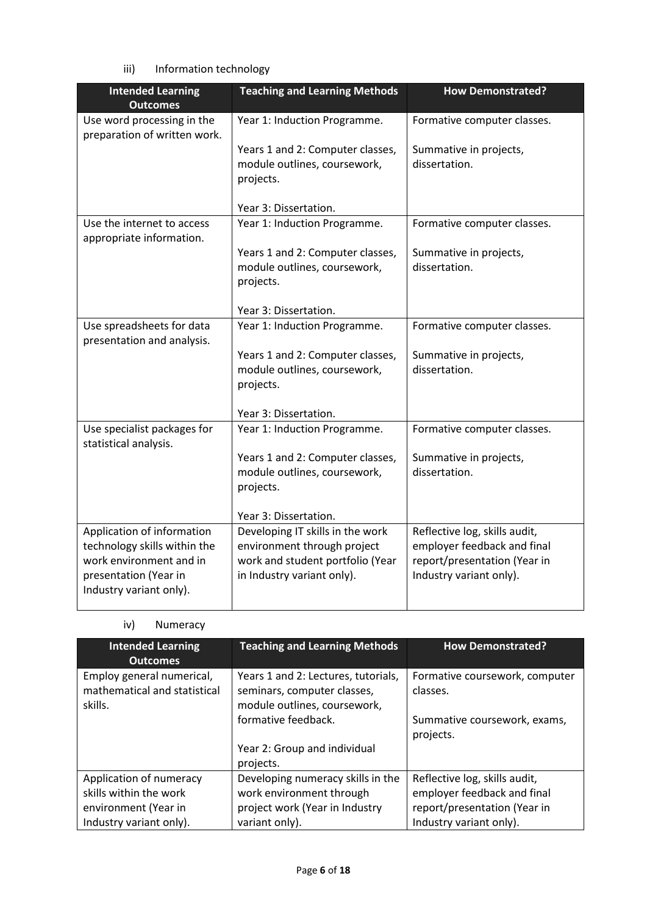iii) Information technology

| Intended Learning Outcomes | Teaching and Learning Methods | How Demonstrated? |
|---|---|---|
| Use word processing in the preparation of written work. | Year 1: Induction Programme.<br><br>Years 1 and 2: Computer classes, module outlines, coursework, projects.<br><br>Year 3: Dissertation. | Formative computer classes.<br><br>Summative in projects, dissertation. |
| Use the internet to access appropriate information. | Year 1: Induction Programme.<br><br>Years 1 and 2: Computer classes, module outlines, coursework, projects.<br><br>Year 3: Dissertation. | Formative computer classes.<br><br>Summative in projects, dissertation. |
| Use spreadsheets for data presentation and analysis. | Year 1: Induction Programme.<br><br>Years 1 and 2: Computer classes, module outlines, coursework, projects.<br><br>Year 3: Dissertation. | Formative computer classes.<br><br>Summative in projects, dissertation. |
| Use specialist packages for statistical analysis. | Year 1: Induction Programme.<br><br>Years 1 and 2: Computer classes, module outlines, coursework, projects.<br><br>Year 3: Dissertation. | Formative computer classes.<br><br>Summative in projects, dissertation. |
| Application of information technology skills within the work environment and in presentation (Year in Industry variant only). | Developing IT skills in the work environment through project work and student portfolio (Year in Industry variant only). | Reflective log, skills audit, employer feedback and final report/presentation (Year in Industry variant only). |

iv) Numeracy

| Intended Learning Outcomes | Teaching and Learning Methods | How Demonstrated? |
|---|---|---|
| Employ general numerical, mathematical and statistical skills. | Years 1 and 2: Lectures, tutorials, seminars, computer classes, module outlines, coursework, formative feedback.<br><br>Year 2: Group and individual projects. | Formative coursework, computer classes.<br><br>Summative coursework, exams, projects. |
| Application of numeracy skills within the work environment (Year in Industry variant only). | Developing numeracy skills in the work environment through project work (Year in Industry variant only). | Reflective log, skills audit, employer feedback and final report/presentation (Year in Industry variant only). |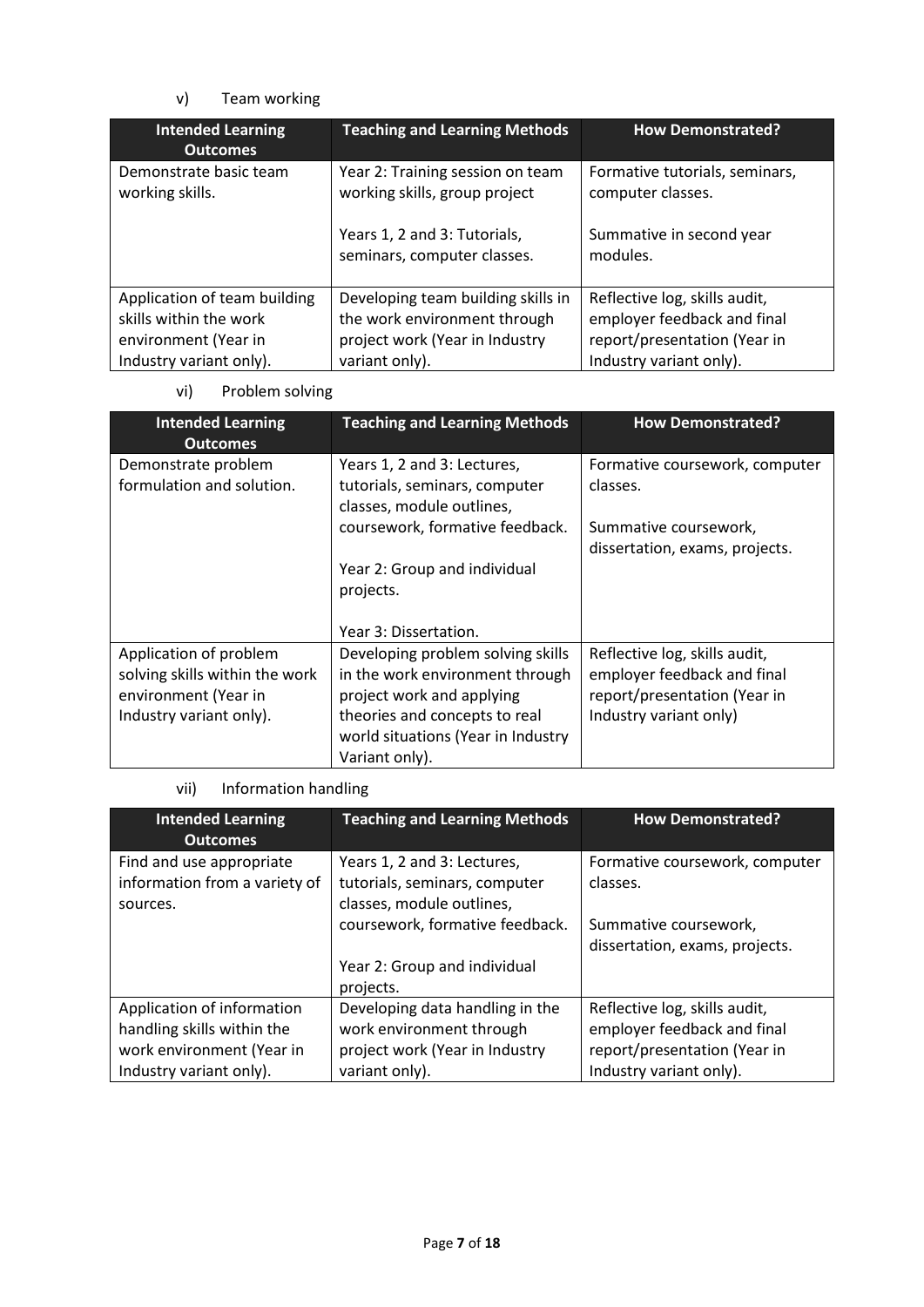v) Team working

| Intended Learning Outcomes | Teaching and Learning Methods | How Demonstrated? |
| --- | --- | --- |
| Demonstrate basic team working skills. | Year 2: Training session on team working skills, group project<br><br>Years 1, 2 and 3: Tutorials, seminars, computer classes. | Formative tutorials, seminars, computer classes.<br><br>Summative in second year modules. |
| Application of team building skills within the work environment (Year in Industry variant only). | Developing team building skills in the work environment through project work (Year in Industry variant only). | Reflective log, skills audit, employer feedback and final report/presentation (Year in Industry variant only). |

vi) Problem solving

| Intended Learning Outcomes | Teaching and Learning Methods | How Demonstrated? |
| --- | --- | --- |
| Demonstrate problem formulation and solution. | Years 1, 2 and 3: Lectures, tutorials, seminars, computer classes, module outlines, coursework, formative feedback.<br><br>Year 2: Group and individual projects.<br><br>Year 3: Dissertation. | Formative coursework, computer classes.<br><br>Summative coursework, dissertation, exams, projects. |
| Application of problem solving skills within the work environment (Year in Industry variant only). | Developing problem solving skills in the work environment through project work and applying theories and concepts to real world situations (Year in Industry Variant only). | Reflective log, skills audit, employer feedback and final report/presentation (Year in Industry variant only) |

vii) Information handling

| Intended Learning Outcomes | Teaching and Learning Methods | How Demonstrated? |
| --- | --- | --- |
| Find and use appropriate information from a variety of sources. | Years 1, 2 and 3: Lectures, tutorials, seminars, computer classes, module outlines, coursework, formative feedback.<br><br>Year 2: Group and individual projects. | Formative coursework, computer classes.<br><br>Summative coursework, dissertation, exams, projects. |
| Application of information handling skills within the work environment (Year in Industry variant only). | Developing data handling in the work environment through project work (Year in Industry variant only). | Reflective log, skills audit, employer feedback and final report/presentation (Year in Industry variant only). |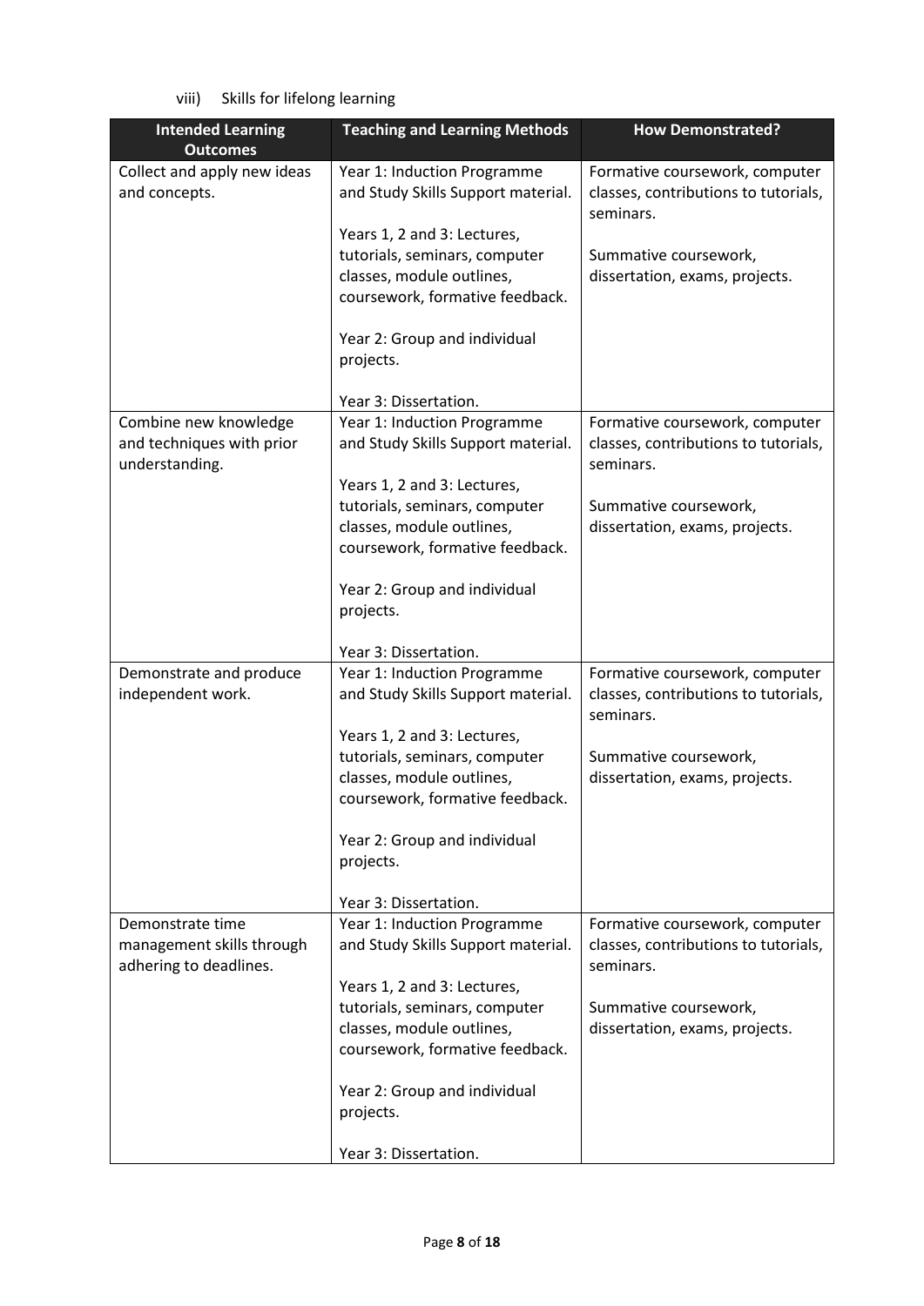viii) Skills for lifelong learning

| Intended Learning Outcomes | Teaching and Learning Methods | How Demonstrated? |
|---|---|---|
| Collect and apply new ideas and concepts. | Year 1: Induction Programme and Study Skills Support material.<br><br>Years 1, 2 and 3: Lectures, tutorials, seminars, computer classes, module outlines, coursework, formative feedback.<br><br>Year 2: Group and individual projects.<br><br>Year 3: Dissertation. | Formative coursework, computer classes, contributions to tutorials, seminars.<br><br>Summative coursework, dissertation, exams, projects. |
| Combine new knowledge and techniques with prior understanding. | Year 1: Induction Programme and Study Skills Support material.<br><br>Years 1, 2 and 3: Lectures, tutorials, seminars, computer classes, module outlines, coursework, formative feedback.<br><br>Year 2: Group and individual projects.<br><br>Year 3: Dissertation. | Formative coursework, computer classes, contributions to tutorials, seminars.<br><br>Summative coursework, dissertation, exams, projects. |
| Demonstrate and produce independent work. | Year 1: Induction Programme and Study Skills Support material.<br><br>Years 1, 2 and 3: Lectures, tutorials, seminars, computer classes, module outlines, coursework, formative feedback.<br><br>Year 2: Group and individual projects.<br><br>Year 3: Dissertation. | Formative coursework, computer classes, contributions to tutorials, seminars.<br><br>Summative coursework, dissertation, exams, projects. |
| Demonstrate time management skills through adhering to deadlines. | Year 1: Induction Programme and Study Skills Support material.<br><br>Years 1, 2 and 3: Lectures, tutorials, seminars, computer classes, module outlines, coursework, formative feedback.<br><br>Year 2: Group and individual projects.<br><br>Year 3: Dissertation. | Formative coursework, computer classes, contributions to tutorials, seminars.<br><br>Summative coursework, dissertation, exams, projects. |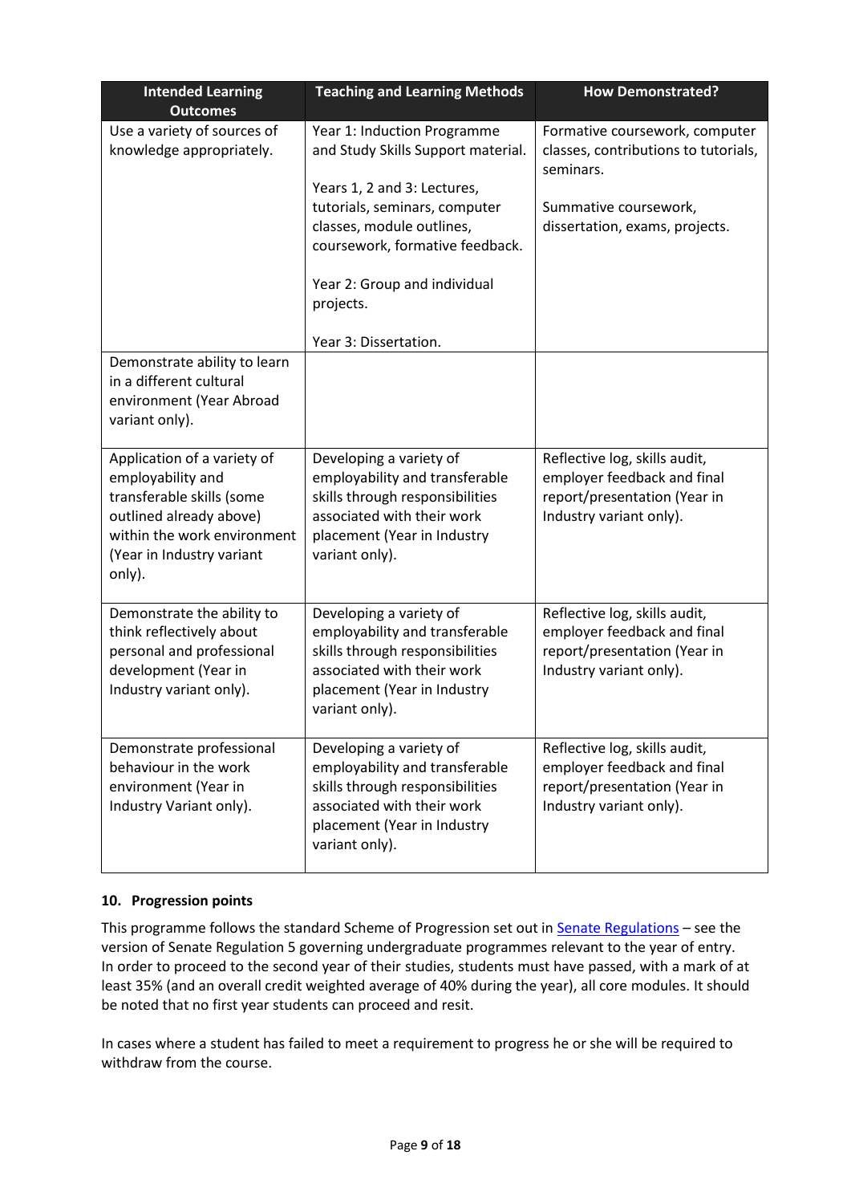| Intended Learning Outcomes | Teaching and Learning Methods | How Demonstrated? |
| --- | --- | --- |
| Use a variety of sources of knowledge appropriately. | Year 1: Induction Programme and Study Skills Support material.<br><br>Years 1, 2 and 3: Lectures, tutorials, seminars, computer classes, module outlines, coursework, formative feedback.<br><br>Year 2: Group and individual projects.<br><br>Year 3: Dissertation. | Formative coursework, computer classes, contributions to tutorials, seminars.<br><br>Summative coursework, dissertation, exams, projects. |
| Demonstrate ability to learn in a different cultural environment (Year Abroad variant only). | | |
| Application of a variety of employability and transferable skills (some outlined already above) within the work environment (Year in Industry variant only). | Developing a variety of employability and transferable skills through responsibilities associated with their work placement (Year in Industry variant only). | Reflective log, skills audit, employer feedback and final report/presentation (Year in Industry variant only). |
| Demonstrate the ability to think reflectively about personal and professional development (Year in Industry variant only). | Developing a variety of employability and transferable skills through responsibilities associated with their work placement (Year in Industry variant only). | Reflective log, skills audit, employer feedback and final report/presentation (Year in Industry variant only). |
| Demonstrate professional behaviour in the work environment (Year in Industry Variant only). | Developing a variety of employability and transferable skills through responsibilities associated with their work placement (Year in Industry variant only). | Reflective log, skills audit, employer feedback and final report/presentation (Year in Industry variant only). |

## 10. Progression points

This programme follows the standard Scheme of Progression set out in Senate Regulations – see the version of Senate Regulation 5 governing undergraduate programmes relevant to the year of entry. In order to proceed to the second year of their studies, students must have passed, with a mark of at least 35% (and an overall credit weighted average of 40% during the year), all core modules. It should be noted that no first year students can proceed and resit.

In cases where a student has failed to meet a requirement to progress he or she will be required to withdraw from the course.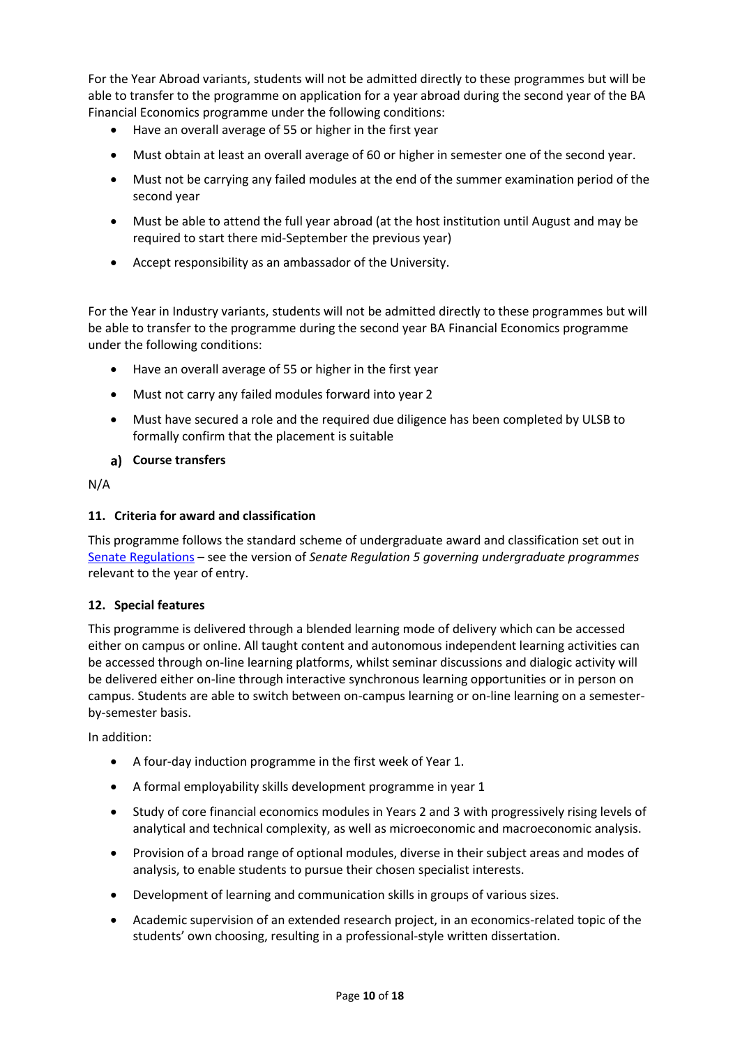For the Year Abroad variants, students will not be admitted directly to these programmes but will be able to transfer to the programme on application for a year abroad during the second year of the BA Financial Economics programme under the following conditions:

- Have an overall average of 55 or higher in the first year
- Must obtain at least an overall average of 60 or higher in semester one of the second year.
- Must not be carrying any failed modules at the end of the summer examination period of the second year
- Must be able to attend the full year abroad (at the host institution until August and may be required to start there mid-September the previous year)
- Accept responsibility as an ambassador of the University.

For the Year in Industry variants, students will not be admitted directly to these programmes but will be able to transfer to the programme during the second year BA Financial Economics programme under the following conditions:

- Have an overall average of 55 or higher in the first year
- Must not carry any failed modules forward into year 2
- Must have secured a role and the required due diligence has been completed by ULSB to formally confirm that the placement is suitable

#### a) Course transfers

N/A

### 11. Criteria for award and classification

This programme follows the standard scheme of undergraduate award and classification set out in Senate Regulations – see the version of *Senate Regulation 5 governing undergraduate programmes* relevant to the year of entry.

### 12. Special features

This programme is delivered through a blended learning mode of delivery which can be accessed either on campus or online. All taught content and autonomous independent learning activities can be accessed through on-line learning platforms, whilst seminar discussions and dialogic activity will be delivered either on-line through interactive synchronous learning opportunities or in person on campus. Students are able to switch between on-campus learning or on-line learning on a semester-by-semester basis.

In addition:

- A four-day induction programme in the first week of Year 1.
- A formal employability skills development programme in year 1
- Study of core financial economics modules in Years 2 and 3 with progressively rising levels of analytical and technical complexity, as well as microeconomic and macroeconomic analysis.
- Provision of a broad range of optional modules, diverse in their subject areas and modes of analysis, to enable students to pursue their chosen specialist interests.
- Development of learning and communication skills in groups of various sizes.
- Academic supervision of an extended research project, in an economics-related topic of the students' own choosing, resulting in a professional-style written dissertation.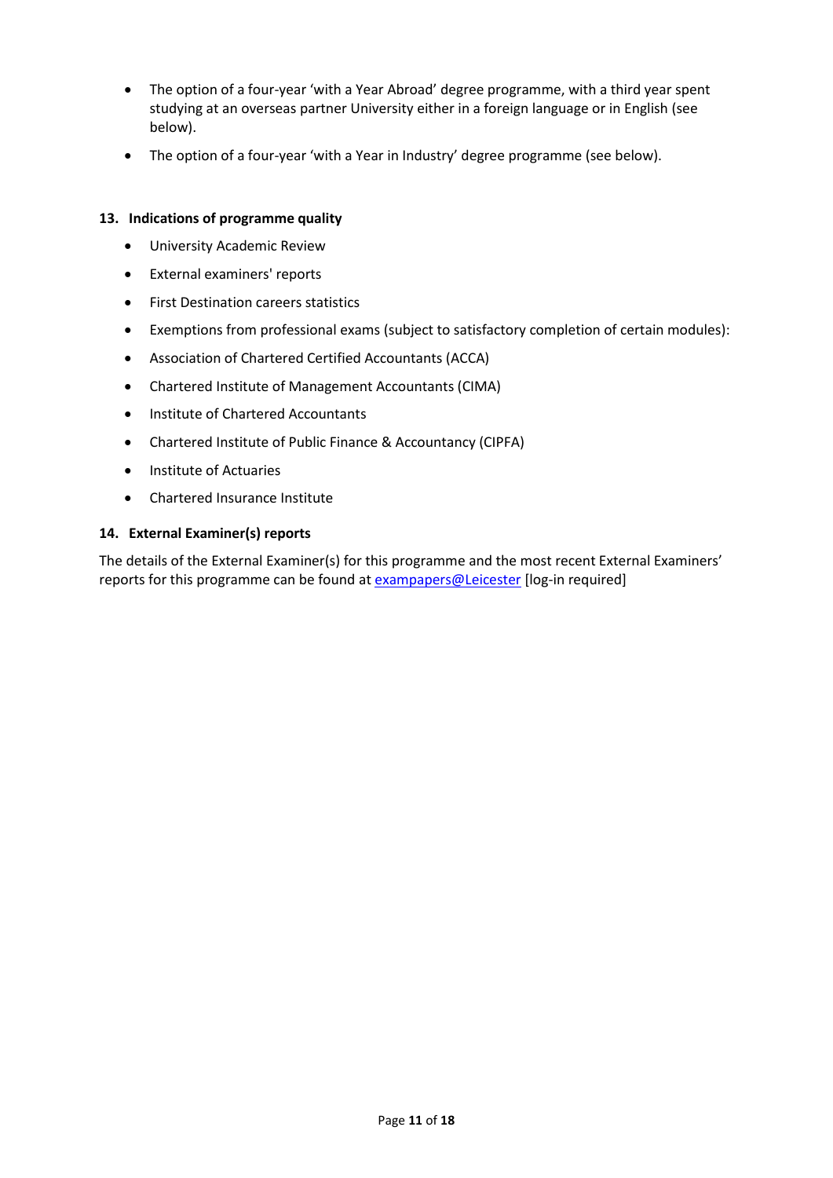- The option of a four-year 'with a Year Abroad' degree programme, with a third year spent studying at an overseas partner University either in a foreign language or in English (see below).
- The option of a four-year 'with a Year in Industry' degree programme (see below).

### 13. Indications of programme quality

- University Academic Review
- External examiners' reports
- First Destination careers statistics
- Exemptions from professional exams (subject to satisfactory completion of certain modules):
- Association of Chartered Certified Accountants (ACCA)
- Chartered Institute of Management Accountants (CIMA)
- Institute of Chartered Accountants
- Chartered Institute of Public Finance & Accountancy (CIPFA)
- Institute of Actuaries
- Chartered Insurance Institute

### 14. External Examiner(s) reports

The details of the External Examiner(s) for this programme and the most recent External Examiners' reports for this programme can be found at exampapers@Leicester [log-in required]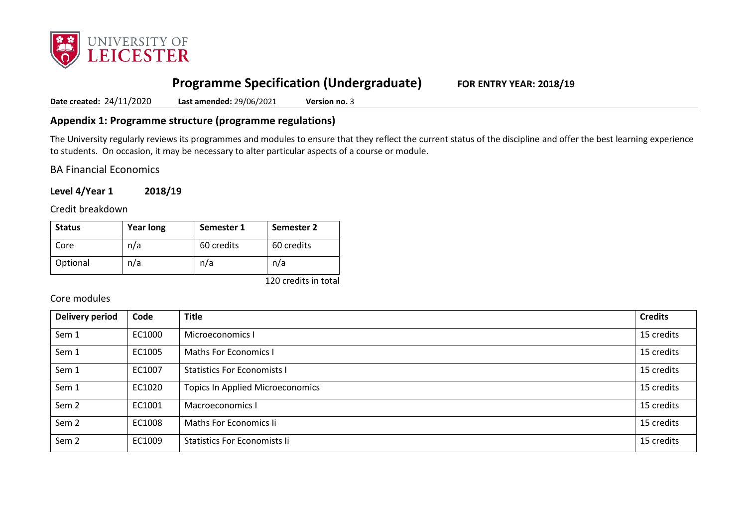# Programme Specification (Undergraduate) FOR ENTRY YEAR: 2018/19

**Date created:** 24/11/2020 **Last amended:** 29/06/2021 **Version no.** 3

## Appendix 1: Programme structure (programme regulations)

The University regularly reviews its programmes and modules to ensure that they reflect the current status of the discipline and offer the best learning experience to students. On occasion, it may be necessary to alter particular aspects of a course or module.

BA Financial Economics

### Level 4/Year 1 2018/19

Credit breakdown

| Status | Year long | Semester 1 | Semester 2 |
|---|---|---|---|
| Core | n/a | 60 credits | 60 credits |
| Optional | n/a | n/a | n/a |

120 credits in total

Core modules

| Delivery period | Code | Title | Credits |
|---|---|---|---|
| Sem 1 | EC1000 | Microeconomics I | 15 credits |
| Sem 1 | EC1005 | Maths For Economics I | 15 credits |
| Sem 1 | EC1007 | Statistics For Economists I | 15 credits |
| Sem 1 | EC1020 | Topics In Applied Microeconomics | 15 credits |
| Sem 2 | EC1001 | Macroeconomics I | 15 credits |
| Sem 2 | EC1008 | Maths For Economics Ii | 15 credits |
| Sem 2 | EC1009 | Statistics For Economists Ii | 15 credits |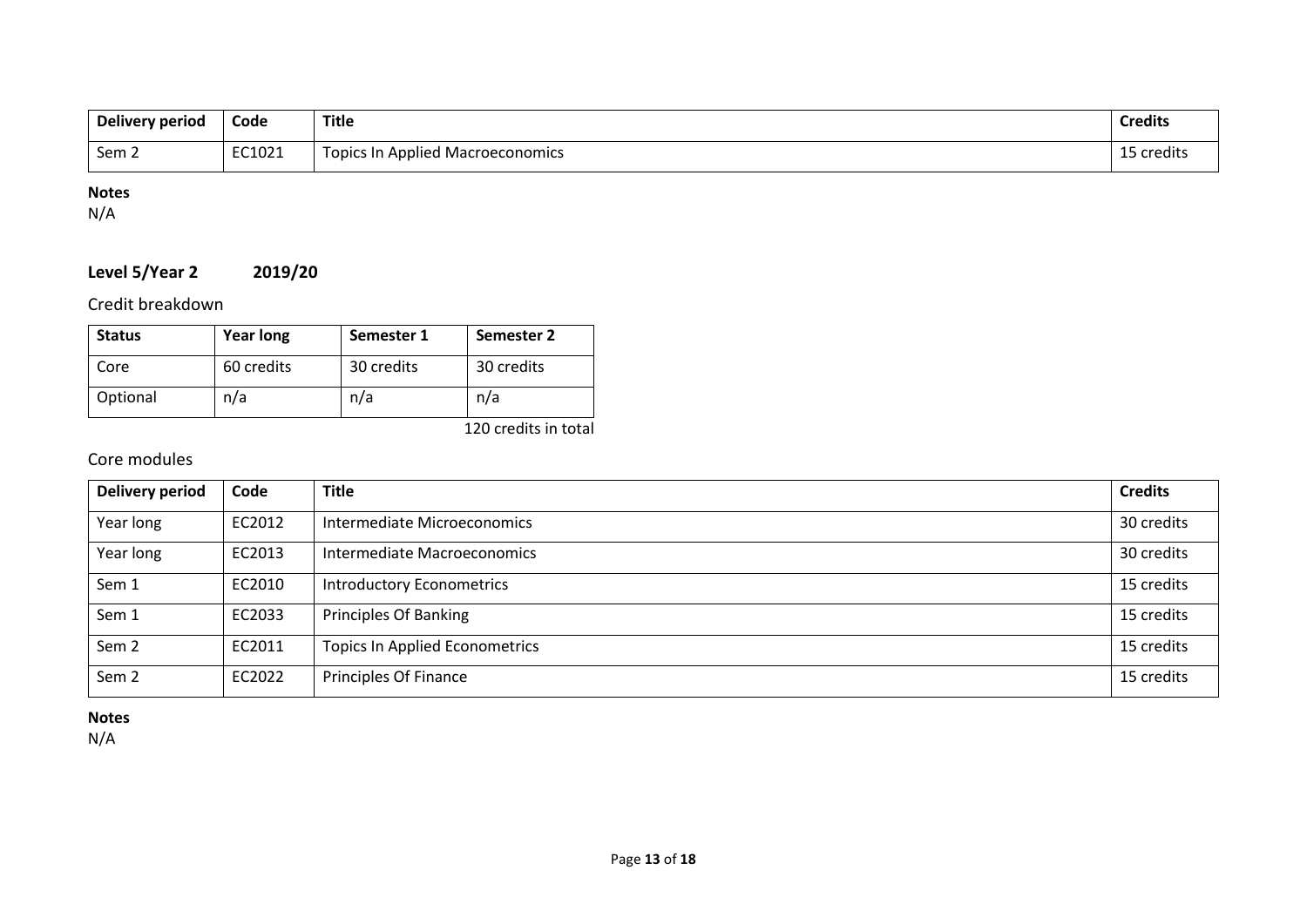| Delivery period | Code | Title | Credits |
|---|---|---|---|
| Sem 2 | EC1021 | Topics In Applied Macroeconomics | 15 credits |

**Notes**
N/A

## Level 5/Year 2 2019/20

### Credit breakdown

| Status | Year long | Semester 1 | Semester 2 |
|---|---|---|---|
| Core | 60 credits | 30 credits | 30 credits |
| Optional | n/a | n/a | n/a |

120 credits in total

### Core modules

| Delivery period | Code | Title | Credits |
|---|---|---|---|
| Year long | EC2012 | Intermediate Microeconomics | 30 credits |
| Year long | EC2013 | Intermediate Macroeconomics | 30 credits |
| Sem 1 | EC2010 | Introductory Econometrics | 15 credits |
| Sem 1 | EC2033 | Principles Of Banking | 15 credits |
| Sem 2 | EC2011 | Topics In Applied Econometrics | 15 credits |
| Sem 2 | EC2022 | Principles Of Finance | 15 credits |

**Notes**
N/A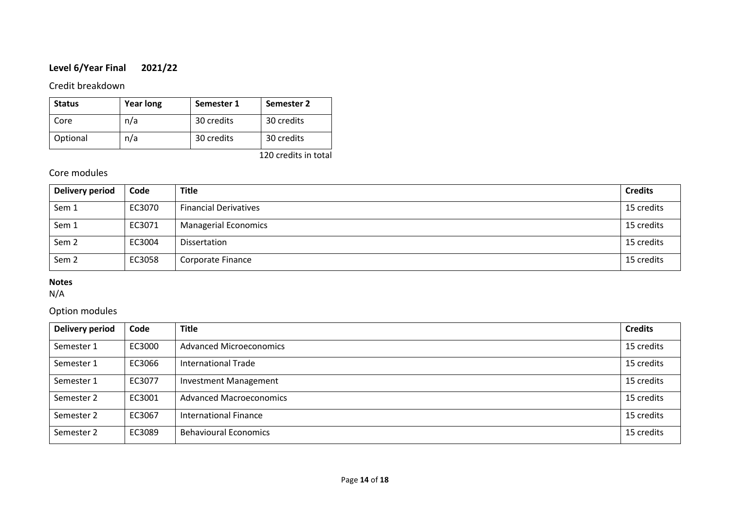## Level 6/Year Final 2021/22

### Credit breakdown

| Status | Year long | Semester 1 | Semester 2 |
|---|---|---|---|
| Core | n/a | 30 credits | 30 credits |
| Optional | n/a | 30 credits | 30 credits |

120 credits in total

### Core modules

| Delivery period | Code | Title | Credits |
|---|---|---|---|
| Sem 1 | EC3070 | Financial Derivatives | 15 credits |
| Sem 1 | EC3071 | Managerial Economics | 15 credits |
| Sem 2 | EC3004 | Dissertation | 15 credits |
| Sem 2 | EC3058 | Corporate Finance | 15 credits |

**Notes**
N/A

### Option modules

| Delivery period | Code | Title | Credits |
|---|---|---|---|
| Semester 1 | EC3000 | Advanced Microeconomics | 15 credits |
| Semester 1 | EC3066 | International Trade | 15 credits |
| Semester 1 | EC3077 | Investment Management | 15 credits |
| Semester 2 | EC3001 | Advanced Macroeconomics | 15 credits |
| Semester 2 | EC3067 | International Finance | 15 credits |
| Semester 2 | EC3089 | Behavioural Economics | 15 credits |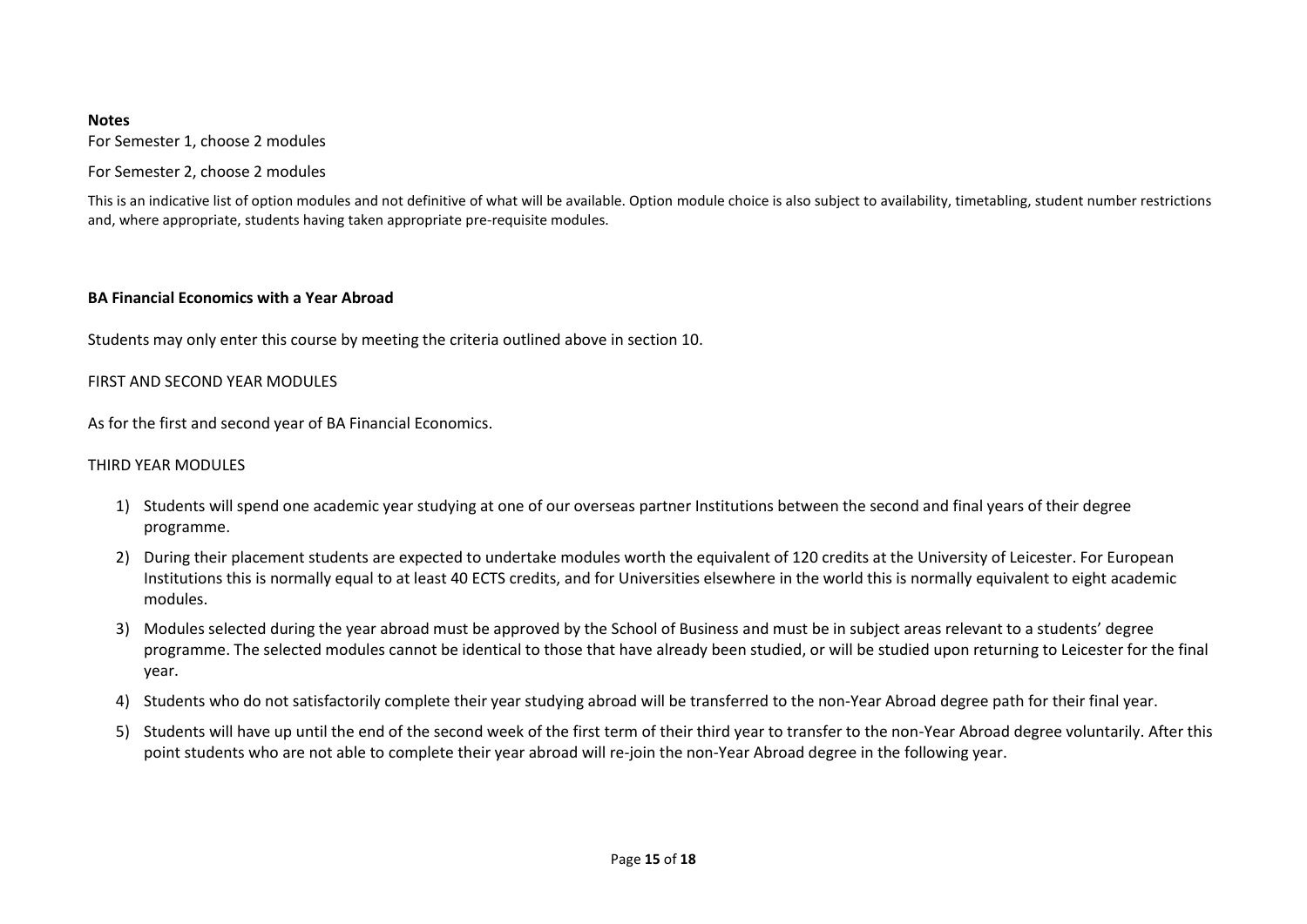**Notes**

For Semester 1, choose 2 modules

For Semester 2, choose 2 modules

This is an indicative list of option modules and not definitive of what will be available. Option module choice is also subject to availability, timetabling, student number restrictions and, where appropriate, students having taken appropriate pre-requisite modules.

**BA Financial Economics with a Year Abroad**

Students may only enter this course by meeting the criteria outlined above in section 10.

FIRST AND SECOND YEAR MODULES

As for the first and second year of BA Financial Economics.

THIRD YEAR MODULES

1) Students will spend one academic year studying at one of our overseas partner Institutions between the second and final years of their degree programme.
2) During their placement students are expected to undertake modules worth the equivalent of 120 credits at the University of Leicester. For European Institutions this is normally equal to at least 40 ECTS credits, and for Universities elsewhere in the world this is normally equivalent to eight academic modules.
3) Modules selected during the year abroad must be approved by the School of Business and must be in subject areas relevant to a students' degree programme. The selected modules cannot be identical to those that have already been studied, or will be studied upon returning to Leicester for the final year.
4) Students who do not satisfactorily complete their year studying abroad will be transferred to the non-Year Abroad degree path for their final year.
5) Students will have up until the end of the second week of the first term of their third year to transfer to the non-Year Abroad degree voluntarily. After this point students who are not able to complete their year abroad will re-join the non-Year Abroad degree in the following year.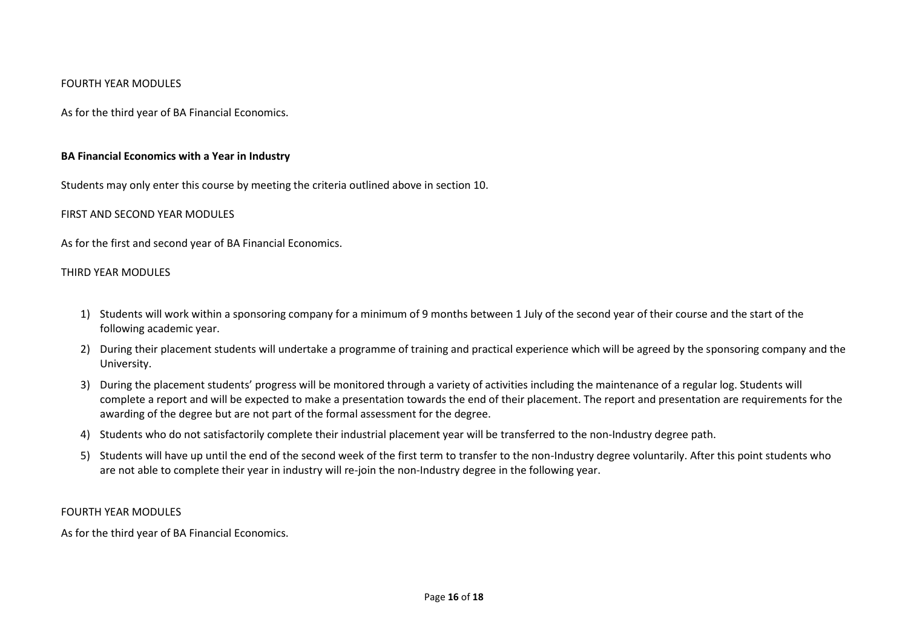FOURTH YEAR MODULES

As for the third year of BA Financial Economics.

**BA Financial Economics with a Year in Industry**

Students may only enter this course by meeting the criteria outlined above in section 10.

FIRST AND SECOND YEAR MODULES

As for the first and second year of BA Financial Economics.

THIRD YEAR MODULES

1) Students will work within a sponsoring company for a minimum of 9 months between 1 July of the second year of their course and the start of the following academic year.
2) During their placement students will undertake a programme of training and practical experience which will be agreed by the sponsoring company and the University.
3) During the placement students' progress will be monitored through a variety of activities including the maintenance of a regular log. Students will complete a report and will be expected to make a presentation towards the end of their placement. The report and presentation are requirements for the awarding of the degree but are not part of the formal assessment for the degree.
4) Students who do not satisfactorily complete their industrial placement year will be transferred to the non-Industry degree path.
5) Students will have up until the end of the second week of the first term to transfer to the non-Industry degree voluntarily. After this point students who are not able to complete their year in industry will re-join the non-Industry degree in the following year.

FOURTH YEAR MODULES

As for the third year of BA Financial Economics.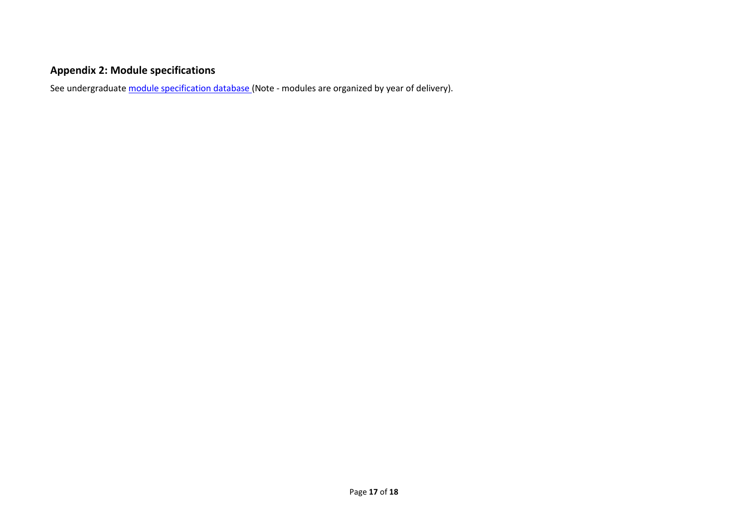## Appendix 2: Module specifications

See undergraduate [module specification database ](module specification database)(Note - modules are organized by year of delivery).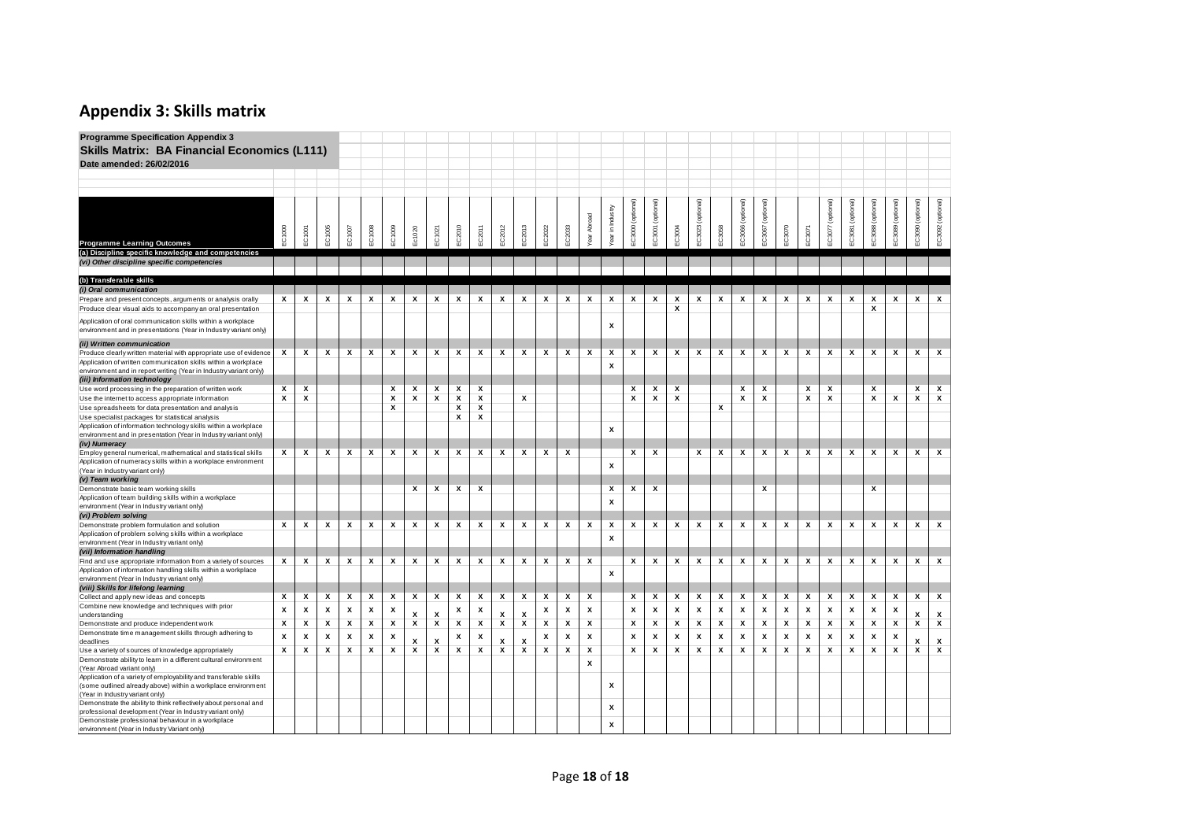## Appendix 3: Skills matrix

**Programme Specification Appendix 3**

**Skills Matrix: BA Financial Economics (L111)**

**Date amended: 26/02/2016**

| Programme Learning Outcomes | EC1000 | EC1001 | EC1005 | EC1007 | EC1008 | EC1009 | Ec1020 | EC1021 | EC2010 | EC2011 | EC2012 | EC2013 | EC2022 | EC2033 | Year Abroad | Year in Industry | EC3000 (optional) | EC3001 (optional) | EC3004 | EC3023 (optional) | EC3058 | EC3066 (optional) | EC3067 (optional) | EC3070 | EC3071 | EC3077 (optional) | EC3081 (optional) | EC3088 (optional) | EC3089 (optional) | EC3090 (optional) | EC3092 (optional) |
|---|---|---|---|---|---|---|---|---|---|---|---|---|---|---|---|---|---|---|---|---|---|---|---|---|---|---|---|---|---|---|---|
| ***(a) Discipline specific knowledge and competencies*** | | | | | | | | | | | | | | | | | | | | | | | | | | | | | | | |
| ***(vi) Other discipline specific competencies*** | | | | | | | | | | | | | | | | | | | | | | | | | | | | | | | |
| ***(b) Transferable skills*** | | | | | | | | | | | | | | | | | | | | | | | | | | | | | | | |
| ***(i) Oral communication*** | | | | | | | | | | | | | | | | | | | | | | | | | | | | | | | |
| Prepare and present concepts, arguments or analysis orally | x | x | x | x | x | x | x | x | x | x | x | x | x | x | x | x | x | x | x | x | x | x | x | x | x | x | x | x | x | x | x |
| Produce clear visual aids to accompany an oral presentation | | | | | | | | | | | | | | | | | | | x | | | | | | | | | x | | | |
| Application of oral communication skills within a workplace environment and in presentations (Year in Industry variant only) | | | | | | | | | | | | | | | | x | | | | | | | | | | | | | | | |
| ***(ii) Written communication*** | | | | | | | | | | | | | | | | | | | | | | | | | | | | | | | |
| Produce clearly written material with appropriate use of evidence | x | x | x | x | x | x | x | x | x | x | x | x | x | x | x | x | x | x | x | x | x | x | x | x | x | x | x | x | x | x | x |
| Application of written communication skills within a workplace environment and in report writing (Year in Industry variant only) | | | | | | | | | | | | | | | | x | | | | | | | | | | | | | | | |
| ***(iii) Information technology*** | | | | | | | | | | | | | | | | | | | | | | | | | | | | | | | |
| Use word processing in the preparation of written work | x | x | | | | x | x | x | x | x | | | | | | | x | x | x | | | x | x | | x | x | | x | | x | x |
| Use the internet to access appropriate information | x | x | | | | x | x | x | x | x | | x | | | | | x | x | x | | | x | x | | x | x | | x | x | x | x |
| Use spreadsheets for data presentation and analysis | | | | | | x | | | x | x | | | | | | | | | | | x | | | | | | | | | | |
| Use specialist packages for statistical analysis | | | | | | | | | x | x | | | | | | | | | | | | | | | | | | | | | |
| Application of information technology skills within a workplace environment and in presentation (Year in Industry variant only) | | | | | | | | | | | | | | | | x | | | | | | | | | | | | | | | |
| ***(iv) Numeracy*** | | | | | | | | | | | | | | | | | | | | | | | | | | | | | | | |
| Employ general numerical, mathematical and statistical skills | x | x | x | x | x | x | x | x | x | x | x | x | x | x | | | x | x | | x | x | x | x | x | x | x | x | x | x | x | x |
| Application of numeracy skills within a workplace environment (Year in Industry variant only) | | | | | | | | | | | | | | | | x | | | | | | | | | | | | | | | |
| ***(v) Team working*** | | | | | | | | | | | | | | | | | | | | | | | | | | | | | | | |
| Demonstrate basic team working skills | | | | | | | x | x | x | x | | | | | | x | x | x | | | | | x | | | | | x | | | |
| Application of team building skills within a workplace environment (Year in Industry variant only) | | | | | | | | | | | | | | | | x | | | | | | | | | | | | | | | |
| ***(vi) Problem solving*** | | | | | | | | | | | | | | | | | | | | | | | | | | | | | | | |
| Demonstrate problem formulation and solution | x | x | x | x | x | x | x | x | x | x | x | x | x | x | x | x | x | x | x | x | x | x | x | x | x | x | x | x | x | x | x |
| Application of problem solving skills within a workplace environment (Year in Industry variant only) | | | | | | | | | | | | | | | | x | | | | | | | | | | | | | | | |
| ***(vii) Information handling*** | | | | | | | | | | | | | | | | | | | | | | | | | | | | | | | |
| Find and use appropriate information from a variety of sources | x | x | x | x | x | x | x | x | x | x | x | x | x | x | x | | x | x | x | x | x | x | x | x | x | x | x | x | x | x | x |
| Application of information handling skills within a workplace environment (Year in Industry variant only) | | | | | | | | | | | | | | | | x | | | | | | | | | | | | | | | |
| ***(viii) Skills for lifelong learning*** | | | | | | | | | | | | | | | | | | | | | | | | | | | | | | | |
| Collect and apply new ideas and concepts | x | x | x | x | x | x | x | x | x | x | x | x | x | x | x | | x | x | x | x | x | x | x | x | x | x | x | x | x | x | x |
| Combine new knowledge and techniques with prior understanding | x | x | x | x | x | x | x | x | x | x | x | x | x | x | x | | x | x | x | x | x | x | x | x | x | x | x | x | x | x | x |
| Demonstrate and produce independent work | x | x | x | x | x | x | x | x | x | x | x | x | x | x | x | | x | x | x | x | x | x | x | x | x | x | x | x | x | x | x |
| Demonstrate time management skills through adhering to deadlines | x | x | x | x | x | x | x | x | x | x | x | x | x | x | x | | x | x | x | x | x | x | x | x | x | x | x | x | x | x | x |
| Use a variety of sources of knowledge appropriately | x | x | x | x | x | x | x | x | x | x | x | x | x | x | x | | x | x | x | x | x | x | x | x | x | x | x | x | x | x | x |
| Demonstrate ability to learn in a different cultural environment (Year Abroad variant only) | | | | | | | | | | | | | | | x | | | | | | | | | | | | | | | | |
| Application of a variety of employability and transferable skills (some outlined already above) within a workplace environment (Year in Industry variant only) | | | | | | | | | | | | | | | | x | | | | | | | | | | | | | | | |
| Demonstrate the ability to think reflectively about personal and professional development (Year in Industry variant only) | | | | | | | | | | | | | | | | x | | | | | | | | | | | | | | | |
| Demonstrate professional behaviour in a workplace environment (Year in Industry Variant only) | | | | | | | | | | | | | | | | x | | | | | | | | | | | | | | | |